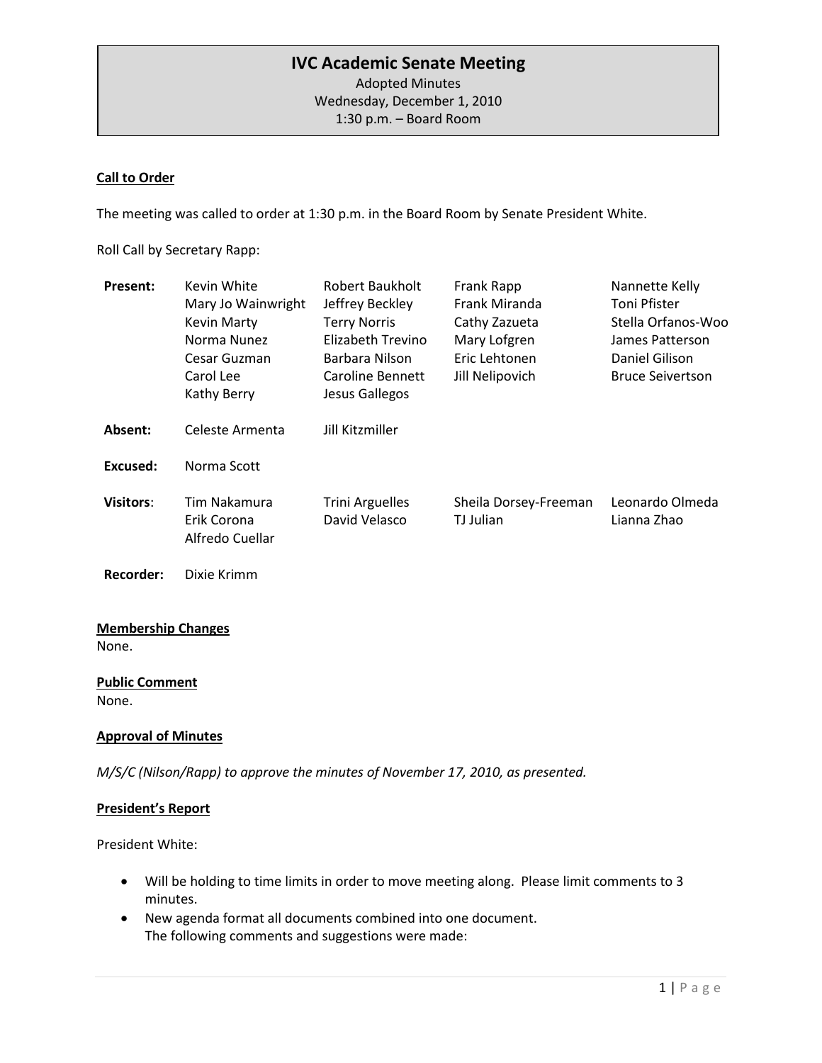# IVC Academic Senate Meeting

Adopted Minutes
Wednesday, December 1, 2010
1:30 p.m. – Board Room

## Call to Order

The meeting was called to order at 1:30 p.m. in the Board Room by Senate President White.

Roll Call by Secretary Rapp:

| | | | | |
|---|---|---|---|---|
| **Present:** | Kevin White | Robert Baukholt | Frank Rapp | Nannette Kelly |
| | Mary Jo Wainwright | Jeffrey Beckley | Frank Miranda | Toni Pfister |
| | Kevin Marty | Terry Norris | Cathy Zazueta | Stella Orfanos-Woo |
| | Norma Nunez | Elizabeth Trevino | Mary Lofgren | James Patterson |
| | Cesar Guzman | Barbara Nilson | Eric Lehtonen | Daniel Gilison |
| | Carol Lee | Caroline Bennett | Jill Nelipovich | Bruce Seivertson |
| | Kathy Berry | Jesus Gallegos | | |
| **Absent:** | Celeste Armenta | Jill Kitzmiller | | |
| **Excused:** | Norma Scott | | | |
| **Visitors:** | Tim Nakamura | Trini Arguelles | Sheila Dorsey-Freeman | Leonardo Olmeda |
| | Erik Corona | David Velasco | TJ Julian | Lianna Zhao |
| | Alfredo Cuellar | | | |
| **Recorder:** | Dixie Krimm | | | |

## Membership Changes

None.

## Public Comment

None.

## Approval of Minutes

*M/S/C (Nilson/Rapp) to approve the minutes of November 17, 2010, as presented.*

## President's Report

President White:

- Will be holding to time limits in order to move meeting along. Please limit comments to 3 minutes.
- New agenda format all documents combined into one document.
  The following comments and suggestions were made: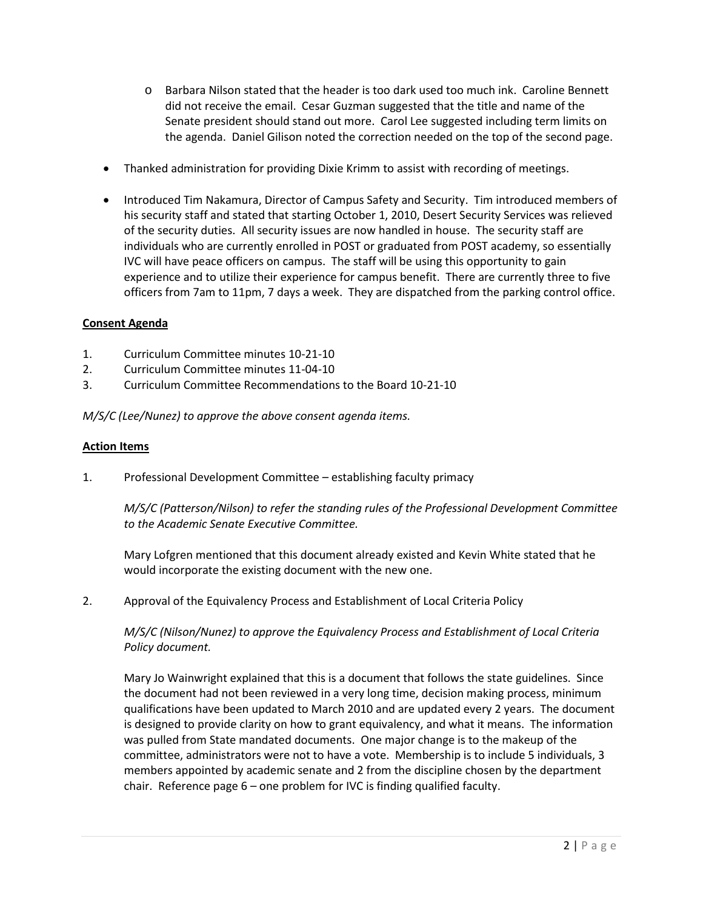- Barbara Nilson stated that the header is too dark used too much ink. Caroline Bennett did not receive the email. Cesar Guzman suggested that the title and name of the Senate president should stand out more. Carol Lee suggested including term limits on the agenda. Daniel Gilison noted the correction needed on the top of the second page.

- Thanked administration for providing Dixie Krimm to assist with recording of meetings.

- Introduced Tim Nakamura, Director of Campus Safety and Security. Tim introduced members of his security staff and stated that starting October 1, 2010, Desert Security Services was relieved of the security duties. All security issues are now handled in house. The security staff are individuals who are currently enrolled in POST or graduated from POST academy, so essentially IVC will have peace officers on campus. The staff will be using this opportunity to gain experience and to utilize their experience for campus benefit. There are currently three to five officers from 7am to 11pm, 7 days a week. They are dispatched from the parking control office.

**Consent Agenda**

1. Curriculum Committee minutes 10-21-10
2. Curriculum Committee minutes 11-04-10
3. Curriculum Committee Recommendations to the Board 10-21-10

*M/S/C (Lee/Nunez) to approve the above consent agenda items.*

**Action Items**

1. Professional Development Committee – establishing faculty primacy

   *M/S/C (Patterson/Nilson) to refer the standing rules of the Professional Development Committee to the Academic Senate Executive Committee.*

   Mary Lofgren mentioned that this document already existed and Kevin White stated that he would incorporate the existing document with the new one.

2. Approval of the Equivalency Process and Establishment of Local Criteria Policy

   *M/S/C (Nilson/Nunez) to approve the Equivalency Process and Establishment of Local Criteria Policy document.*

   Mary Jo Wainwright explained that this is a document that follows the state guidelines. Since the document had not been reviewed in a very long time, decision making process, minimum qualifications have been updated to March 2010 and are updated every 2 years. The document is designed to provide clarity on how to grant equivalency, and what it means. The information was pulled from State mandated documents. One major change is to the makeup of the committee, administrators were not to have a vote. Membership is to include 5 individuals, 3 members appointed by academic senate and 2 from the discipline chosen by the department chair. Reference page 6 – one problem for IVC is finding qualified faculty.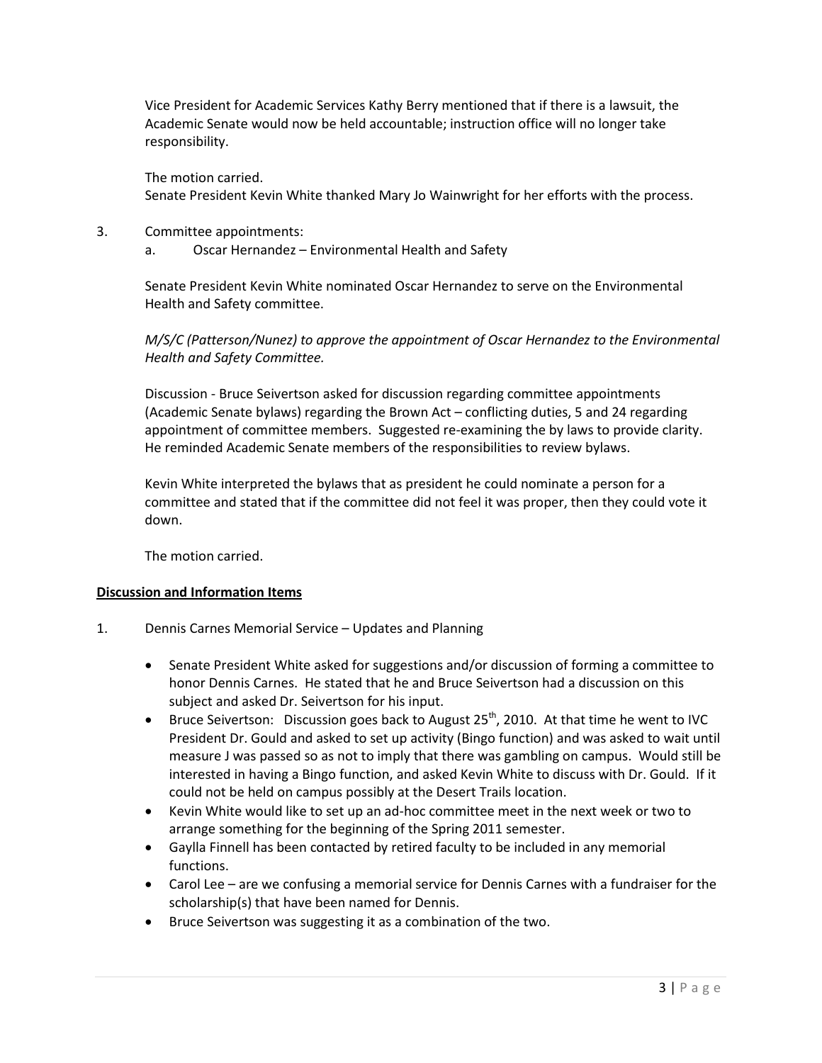Vice President for Academic Services Kathy Berry mentioned that if there is a lawsuit, the Academic Senate would now be held accountable; instruction office will no longer take responsibility.

The motion carried.
Senate President Kevin White thanked Mary Jo Wainwright for her efforts with the process.

3. Committee appointments:
   a. Oscar Hernandez – Environmental Health and Safety

   Senate President Kevin White nominated Oscar Hernandez to serve on the Environmental Health and Safety committee.

   *M/S/C (Patterson/Nunez) to approve the appointment of Oscar Hernandez to the Environmental Health and Safety Committee.*

   Discussion - Bruce Seivertson asked for discussion regarding committee appointments (Academic Senate bylaws) regarding the Brown Act – conflicting duties, 5 and 24 regarding appointment of committee members. Suggested re-examining the by laws to provide clarity. He reminded Academic Senate members of the responsibilities to review bylaws.

   Kevin White interpreted the bylaws that as president he could nominate a person for a committee and stated that if the committee did not feel it was proper, then they could vote it down.

   The motion carried.

**Discussion and Information Items**

1. Dennis Carnes Memorial Service – Updates and Planning

   - Senate President White asked for suggestions and/or discussion of forming a committee to honor Dennis Carnes. He stated that he and Bruce Seivertson had a discussion on this subject and asked Dr. Seivertson for his input.
   - Bruce Seivertson: Discussion goes back to August 25th, 2010. At that time he went to IVC President Dr. Gould and asked to set up activity (Bingo function) and was asked to wait until measure J was passed so as not to imply that there was gambling on campus. Would still be interested in having a Bingo function, and asked Kevin White to discuss with Dr. Gould. If it could not be held on campus possibly at the Desert Trails location.
   - Kevin White would like to set up an ad-hoc committee meet in the next week or two to arrange something for the beginning of the Spring 2011 semester.
   - Gaylla Finnell has been contacted by retired faculty to be included in any memorial functions.
   - Carol Lee – are we confusing a memorial service for Dennis Carnes with a fundraiser for the scholarship(s) that have been named for Dennis.
   - Bruce Seivertson was suggesting it as a combination of the two.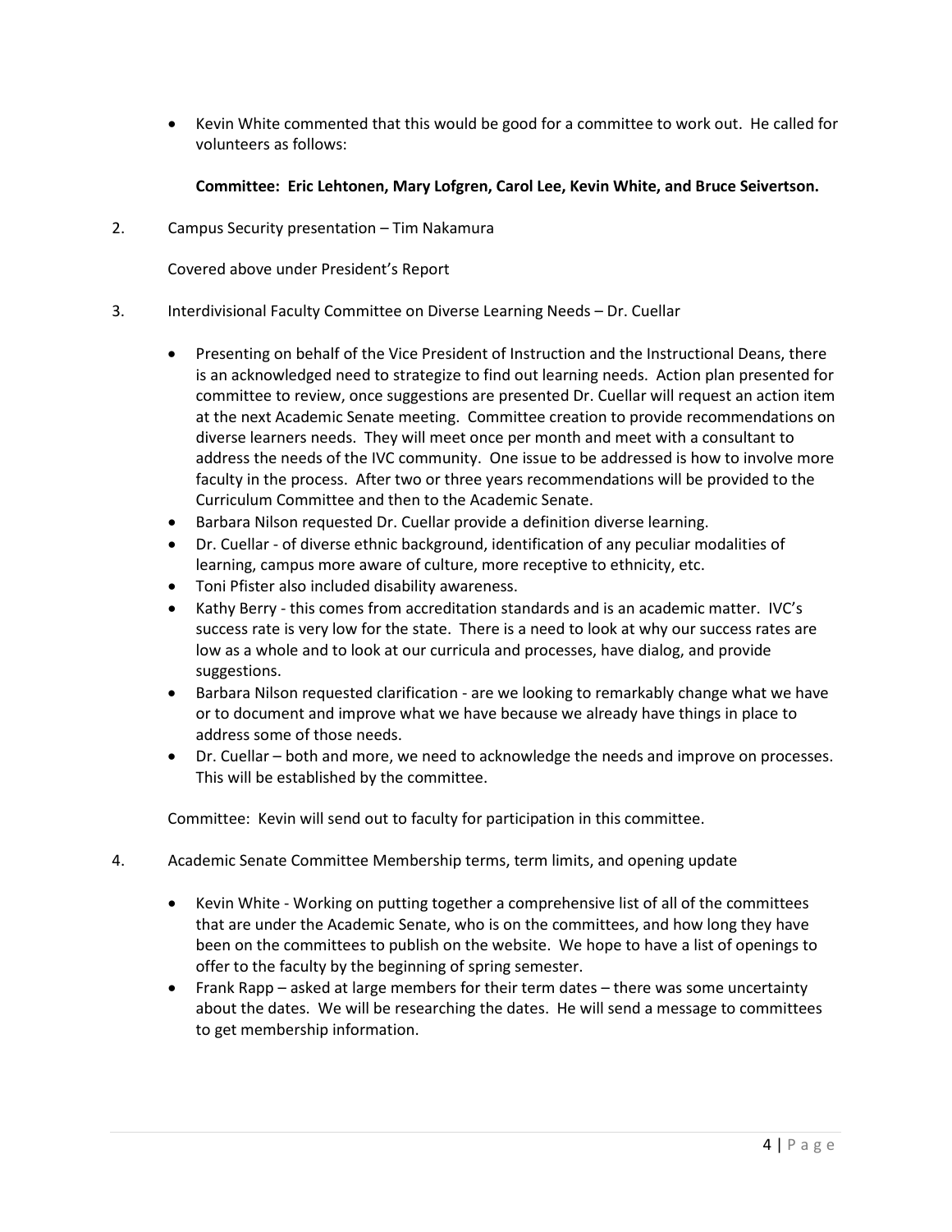- Kevin White commented that this would be good for a committee to work out. He called for volunteers as follows:

  **Committee: Eric Lehtonen, Mary Lofgren, Carol Lee, Kevin White, and Bruce Seivertson.**

2. Campus Security presentation – Tim Nakamura

   Covered above under President's Report

3. Interdivisional Faculty Committee on Diverse Learning Needs – Dr. Cuellar

   - Presenting on behalf of the Vice President of Instruction and the Instructional Deans, there is an acknowledged need to strategize to find out learning needs. Action plan presented for committee to review, once suggestions are presented Dr. Cuellar will request an action item at the next Academic Senate meeting. Committee creation to provide recommendations on diverse learners needs. They will meet once per month and meet with a consultant to address the needs of the IVC community. One issue to be addressed is how to involve more faculty in the process. After two or three years recommendations will be provided to the Curriculum Committee and then to the Academic Senate.
   - Barbara Nilson requested Dr. Cuellar provide a definition diverse learning.
   - Dr. Cuellar - of diverse ethnic background, identification of any peculiar modalities of learning, campus more aware of culture, more receptive to ethnicity, etc.
   - Toni Pfister also included disability awareness.
   - Kathy Berry - this comes from accreditation standards and is an academic matter. IVC's success rate is very low for the state. There is a need to look at why our success rates are low as a whole and to look at our curricula and processes, have dialog, and provide suggestions.
   - Barbara Nilson requested clarification - are we looking to remarkably change what we have or to document and improve what we have because we already have things in place to address some of those needs.
   - Dr. Cuellar – both and more, we need to acknowledge the needs and improve on processes. This will be established by the committee.

   Committee: Kevin will send out to faculty for participation in this committee.

4. Academic Senate Committee Membership terms, term limits, and opening update

   - Kevin White - Working on putting together a comprehensive list of all of the committees that are under the Academic Senate, who is on the committees, and how long they have been on the committees to publish on the website. We hope to have a list of openings to offer to the faculty by the beginning of spring semester.
   - Frank Rapp – asked at large members for their term dates – there was some uncertainty about the dates. We will be researching the dates. He will send a message to committees to get membership information.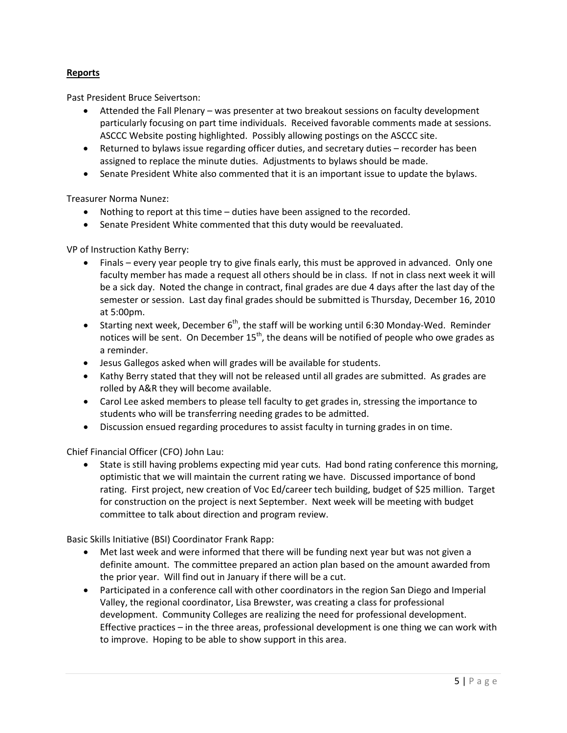## **Reports**

Past President Bruce Seivertson:

- Attended the Fall Plenary – was presenter at two breakout sessions on faculty development particularly focusing on part time individuals. Received favorable comments made at sessions. ASCCC Website posting highlighted. Possibly allowing postings on the ASCCC site.
- Returned to bylaws issue regarding officer duties, and secretary duties – recorder has been assigned to replace the minute duties. Adjustments to bylaws should be made.
- Senate President White also commented that it is an important issue to update the bylaws.

Treasurer Norma Nunez:

- Nothing to report at this time – duties have been assigned to the recorded.
- Senate President White commented that this duty would be reevaluated.

VP of Instruction Kathy Berry:

- Finals – every year people try to give finals early, this must be approved in advanced. Only one faculty member has made a request all others should be in class. If not in class next week it will be a sick day. Noted the change in contract, final grades are due 4 days after the last day of the semester or session. Last day final grades should be submitted is Thursday, December 16, 2010 at 5:00pm.
- Starting next week, December 6th, the staff will be working until 6:30 Monday-Wed. Reminder notices will be sent. On December 15th, the deans will be notified of people who owe grades as a reminder.
- Jesus Gallegos asked when will grades will be available for students.
- Kathy Berry stated that they will not be released until all grades are submitted. As grades are rolled by A&R they will become available.
- Carol Lee asked members to please tell faculty to get grades in, stressing the importance to students who will be transferring needing grades to be admitted.
- Discussion ensued regarding procedures to assist faculty in turning grades in on time.

Chief Financial Officer (CFO) John Lau:

- State is still having problems expecting mid year cuts. Had bond rating conference this morning, optimistic that we will maintain the current rating we have. Discussed importance of bond rating. First project, new creation of Voc Ed/career tech building, budget of $25 million. Target for construction on the project is next September. Next week will be meeting with budget committee to talk about direction and program review.

Basic Skills Initiative (BSI) Coordinator Frank Rapp:

- Met last week and were informed that there will be funding next year but was not given a definite amount. The committee prepared an action plan based on the amount awarded from the prior year. Will find out in January if there will be a cut.
- Participated in a conference call with other coordinators in the region San Diego and Imperial Valley, the regional coordinator, Lisa Brewster, was creating a class for professional development. Community Colleges are realizing the need for professional development. Effective practices – in the three areas, professional development is one thing we can work with to improve. Hoping to be able to show support in this area.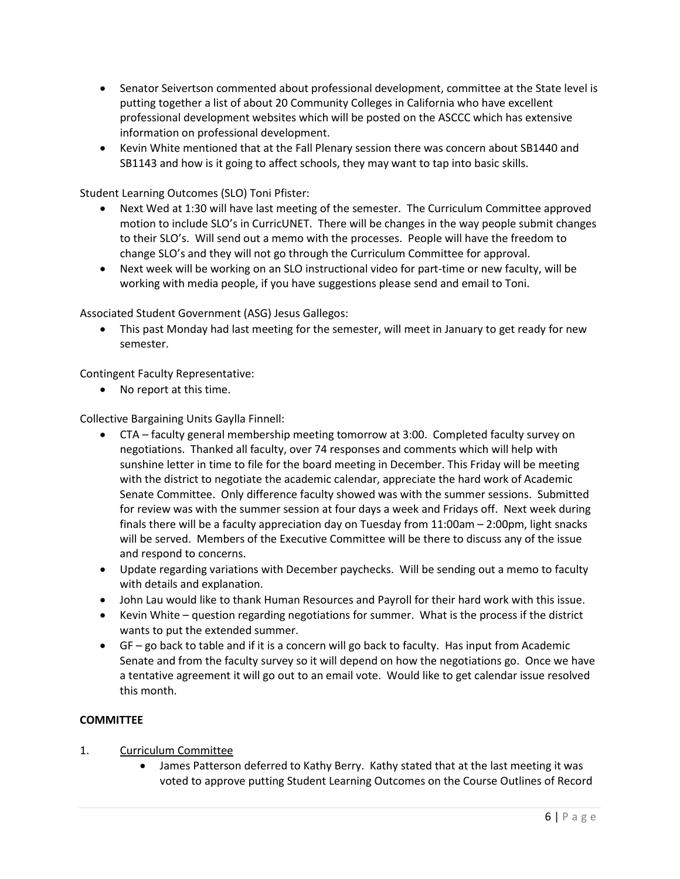- Senator Seivertson commented about professional development, committee at the State level is putting together a list of about 20 Community Colleges in California who have excellent professional development websites which will be posted on the ASCCC which has extensive information on professional development.
- Kevin White mentioned that at the Fall Plenary session there was concern about SB1440 and SB1143 and how is it going to affect schools, they may want to tap into basic skills.

Student Learning Outcomes (SLO) Toni Pfister:

- Next Wed at 1:30 will have last meeting of the semester. The Curriculum Committee approved motion to include SLO's in CurricUNET. There will be changes in the way people submit changes to their SLO's. Will send out a memo with the processes. People will have the freedom to change SLO's and they will not go through the Curriculum Committee for approval.
- Next week will be working on an SLO instructional video for part-time or new faculty, will be working with media people, if you have suggestions please send and email to Toni.

Associated Student Government (ASG) Jesus Gallegos:

- This past Monday had last meeting for the semester, will meet in January to get ready for new semester.

Contingent Faculty Representative:

- No report at this time.

Collective Bargaining Units Gaylla Finnell:

- CTA – faculty general membership meeting tomorrow at 3:00. Completed faculty survey on negotiations. Thanked all faculty, over 74 responses and comments which will help with sunshine letter in time to file for the board meeting in December. This Friday will be meeting with the district to negotiate the academic calendar, appreciate the hard work of Academic Senate Committee. Only difference faculty showed was with the summer sessions. Submitted for review was with the summer session at four days a week and Fridays off. Next week during finals there will be a faculty appreciation day on Tuesday from 11:00am – 2:00pm, light snacks will be served. Members of the Executive Committee will be there to discuss any of the issue and respond to concerns.
- Update regarding variations with December paychecks. Will be sending out a memo to faculty with details and explanation.
- John Lau would like to thank Human Resources and Payroll for their hard work with this issue.
- Kevin White – question regarding negotiations for summer. What is the process if the district wants to put the extended summer.
- GF – go back to table and if it is a concern will go back to faculty. Has input from Academic Senate and from the faculty survey so it will depend on how the negotiations go. Once we have a tentative agreement it will go out to an email vote. Would like to get calendar issue resolved this month.

**COMMITTEE**

1. Curriculum Committee
   - James Patterson deferred to Kathy Berry. Kathy stated that at the last meeting it was voted to approve putting Student Learning Outcomes on the Course Outlines of Record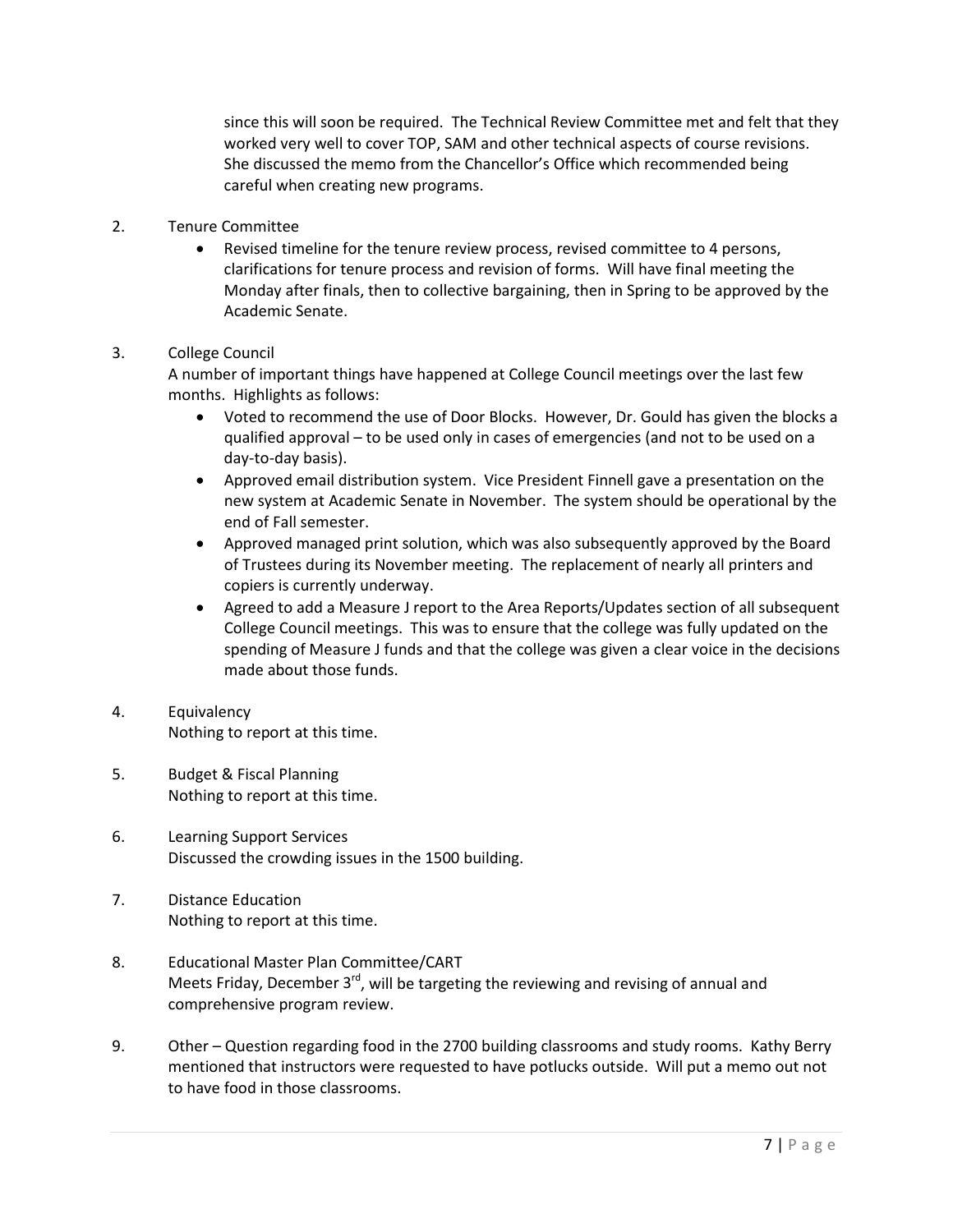since this will soon be required. The Technical Review Committee met and felt that they worked very well to cover TOP, SAM and other technical aspects of course revisions. She discussed the memo from the Chancellor's Office which recommended being careful when creating new programs.

2. Tenure Committee
   - Revised timeline for the tenure review process, revised committee to 4 persons, clarifications for tenure process and revision of forms. Will have final meeting the Monday after finals, then to collective bargaining, then in Spring to be approved by the Academic Senate.

3. College Council
   A number of important things have happened at College Council meetings over the last few months. Highlights as follows:
   - Voted to recommend the use of Door Blocks. However, Dr. Gould has given the blocks a qualified approval – to be used only in cases of emergencies (and not to be used on a day-to-day basis).
   - Approved email distribution system. Vice President Finnell gave a presentation on the new system at Academic Senate in November. The system should be operational by the end of Fall semester.
   - Approved managed print solution, which was also subsequently approved by the Board of Trustees during its November meeting. The replacement of nearly all printers and copiers is currently underway.
   - Agreed to add a Measure J report to the Area Reports/Updates section of all subsequent College Council meetings. This was to ensure that the college was fully updated on the spending of Measure J funds and that the college was given a clear voice in the decisions made about those funds.

4. Equivalency
   Nothing to report at this time.

5. Budget & Fiscal Planning
   Nothing to report at this time.

6. Learning Support Services
   Discussed the crowding issues in the 1500 building.

7. Distance Education
   Nothing to report at this time.

8. Educational Master Plan Committee/CART
   Meets Friday, December 3rd, will be targeting the reviewing and revising of annual and comprehensive program review.

9. Other – Question regarding food in the 2700 building classrooms and study rooms. Kathy Berry mentioned that instructors were requested to have potlucks outside. Will put a memo out not to have food in those classrooms.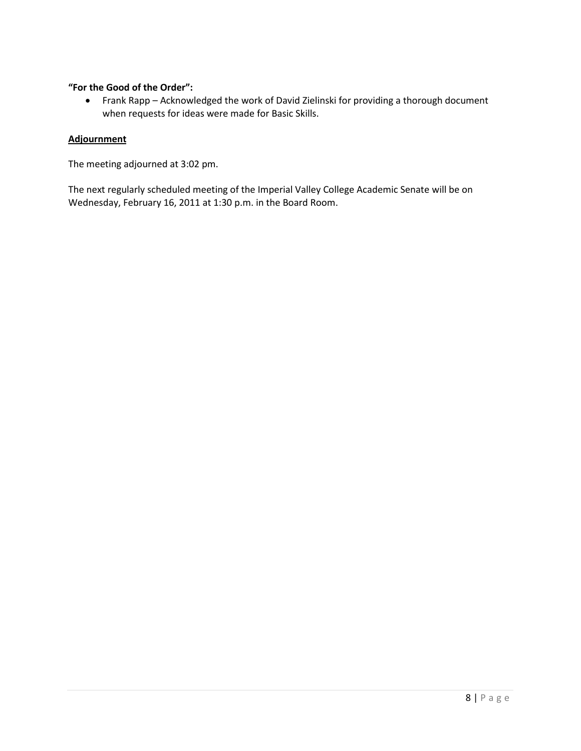**"For the Good of the Order":**

- Frank Rapp – Acknowledged the work of David Zielinski for providing a thorough document when requests for ideas were made for Basic Skills.

**Adjournment**

The meeting adjourned at 3:02 pm.

The next regularly scheduled meeting of the Imperial Valley College Academic Senate will be on Wednesday, February 16, 2011 at 1:30 p.m. in the Board Room.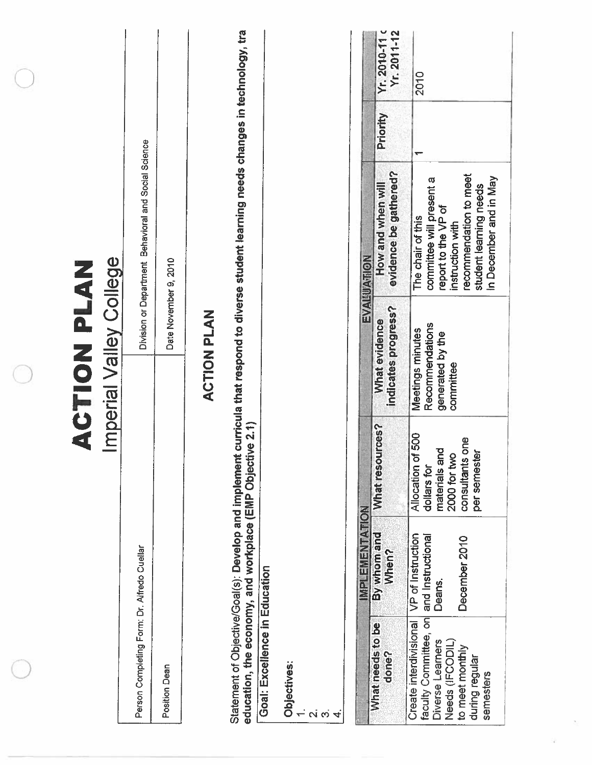# ACTION PLAN

## Imperial Valley College

| Person Completing Form: Dr. Alfredo Cuellar | Division or Department Behavioral and Social Science |
|---|---|
| Position Dean | Date November 9, 2010 |

## ACTION PLAN

Statement of Objective/Goal(s): **Develop and implement curricula that respond to diverse student learning needs changes in technology, tra education, the economy, and workplace (EMP Objective 2.1)**

**Goal: Excellence in Education**

**Objectives:**
1.
2.
3.
4.

| IMPLEMENTATION | | | EVALUATION | | | |
|---|---|---|---|---|---|---|
| What needs to be done? | By whom and When? | What resources? | What evidence indicates progress? | How and when will evidence be gathered? | Priority | Yr. 2010-11 c Yr. 2011-12 |
| Create interdivisional faculty Committee, on Diverse Learners Needs (IFCODIL) to meet monthly during regular semesters | VP of Instruction and Instructional Deans.<br><br>December 2010 | Allocation of 500 dollars for materials and 2000 for two consultants one per semester | Meetings minutes Recommendations generated by the committee | The chair of this committee will present a report to the VP of instruction with recommendation to meet student learning needs In December and in May | 1 | 2010 |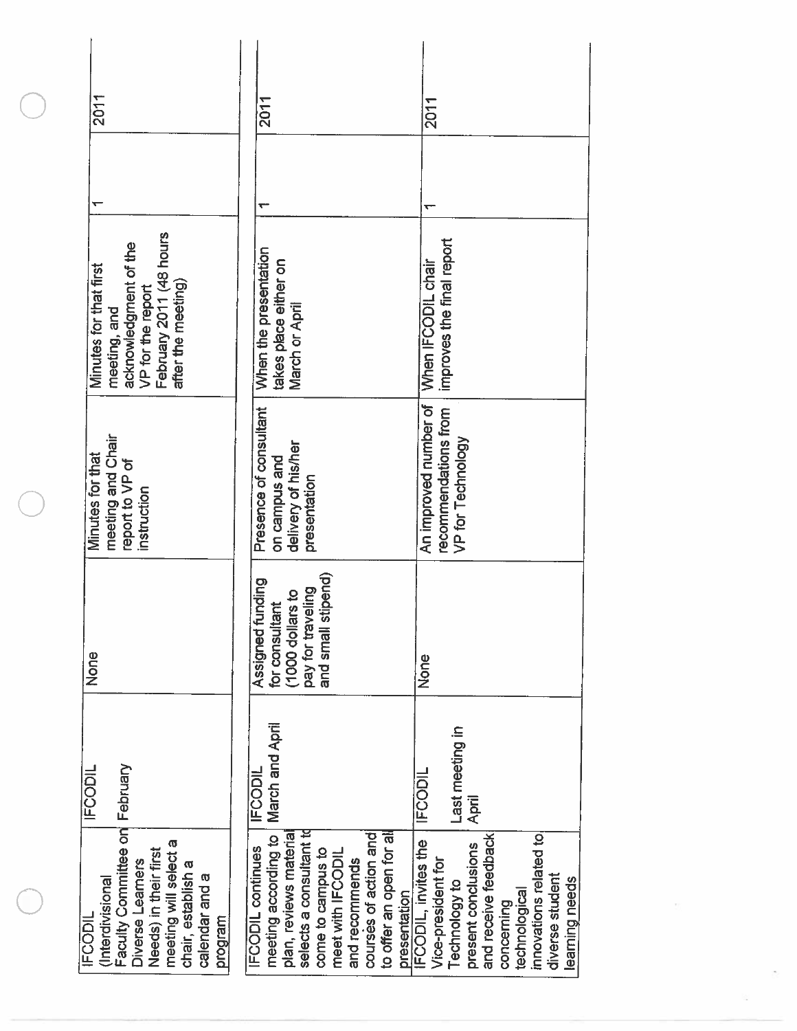| | | | | | | |
|---|---|---|---|---|---|---|
| IFCODIL (Interdivisional Faculty Commitee on Diverse Learners Needs) in their first meeting will select a chair, establish a calendar and a program | IFCODIL February | None | Minutes for that meeting and Chair report to VP of instruction | Minutes for that first meeting, and acknowledgment of the VP for the report February 2011 (48 hours after the meeting) | 1 | 2011 |
| IFCODIL continues meeting according to plan, reviews material selects a consultant to come to campus to meet with IFCODIL and recommends courses of action and to offer an open for all presentation | IFCODIL March and April | Assigned funding for consultant (1000 dollars to pay for traveling and small stipend) | Presence of consultant on campus and delivery of his/her presentation | When the presentation takes place either on March or April | 1 | 2011 |
| IFCODIL, invites the Vice-president for Technology to present conclusions and receive feedback concerning technological innovations related to diverse student learning needs | IFCODIL Last meeting in April | None | An improved number of recommendations from VP for Technology | When IFCODIL chair improves the final report | 1 | 2011 |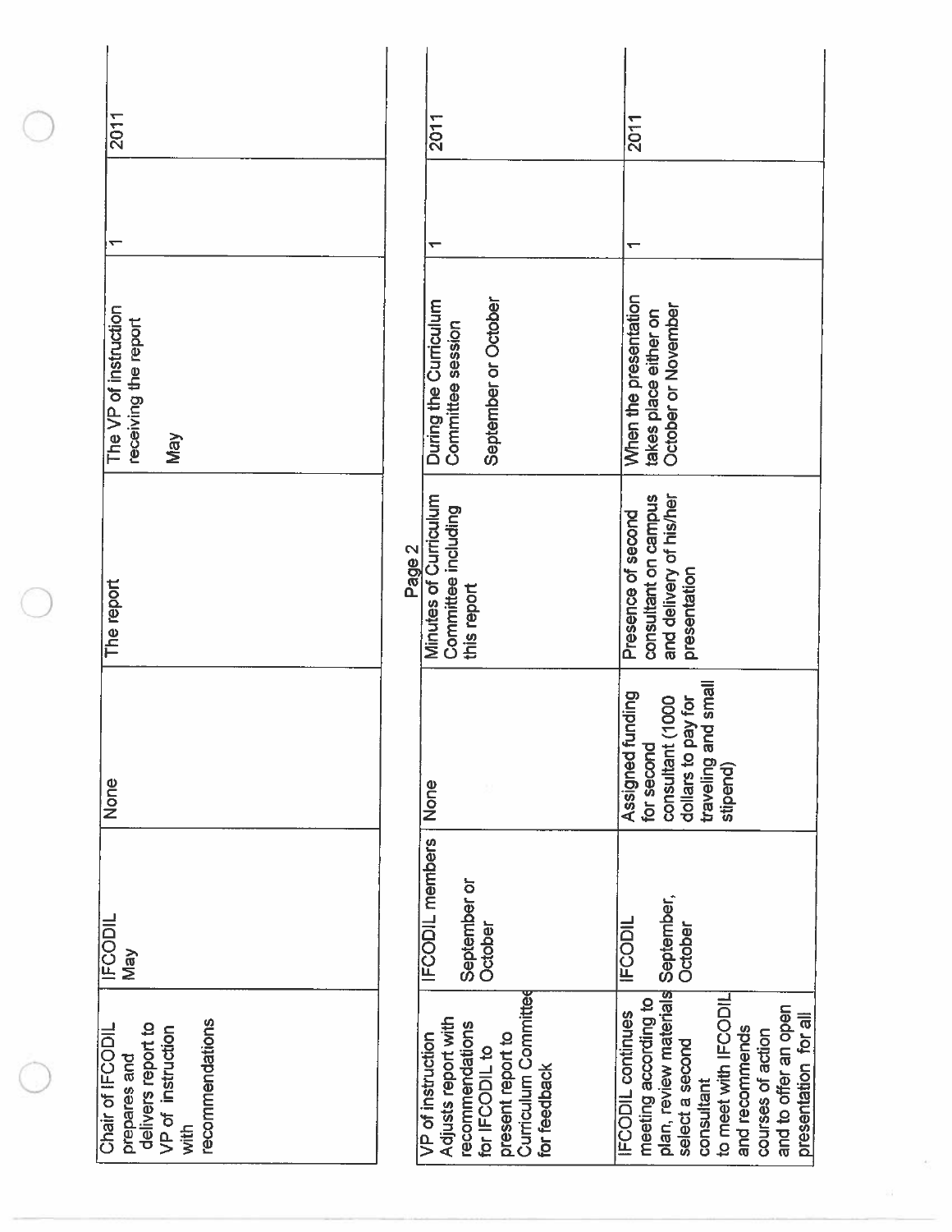| | | | | | | |
|---|---|---|---|---|---|---|
| Chair of IFCODIL prepares and delivers report to VP of instruction with recommendations | IFCODIL May | None | The report | The VP of instruction receiving the report<br><br>May | 1 | 2011 |
| VP of instruction Adjusts report with recommendations for IFCODIL to present report to Curriculum Committee for feedback | IFCODIL members<br><br>September or October | None | Minutes of Curriculum Committee including this report | During the Curriculum Committee session<br><br>September or October | 1 | 2011 |
| IFCODIL continues meeting according to plan, review materials select a second consultant to meet with IFCODIL and recommends courses of action and to offer an open presentation for all | IFCODIL<br><br>September, October | Assigned funding for second consultant (1000 dollars to pay for traveling and small stipend) | Presence of second consultant on campus and delivery of his/her presentation | When the presentation takes place either on October or November | 1 | 2011 |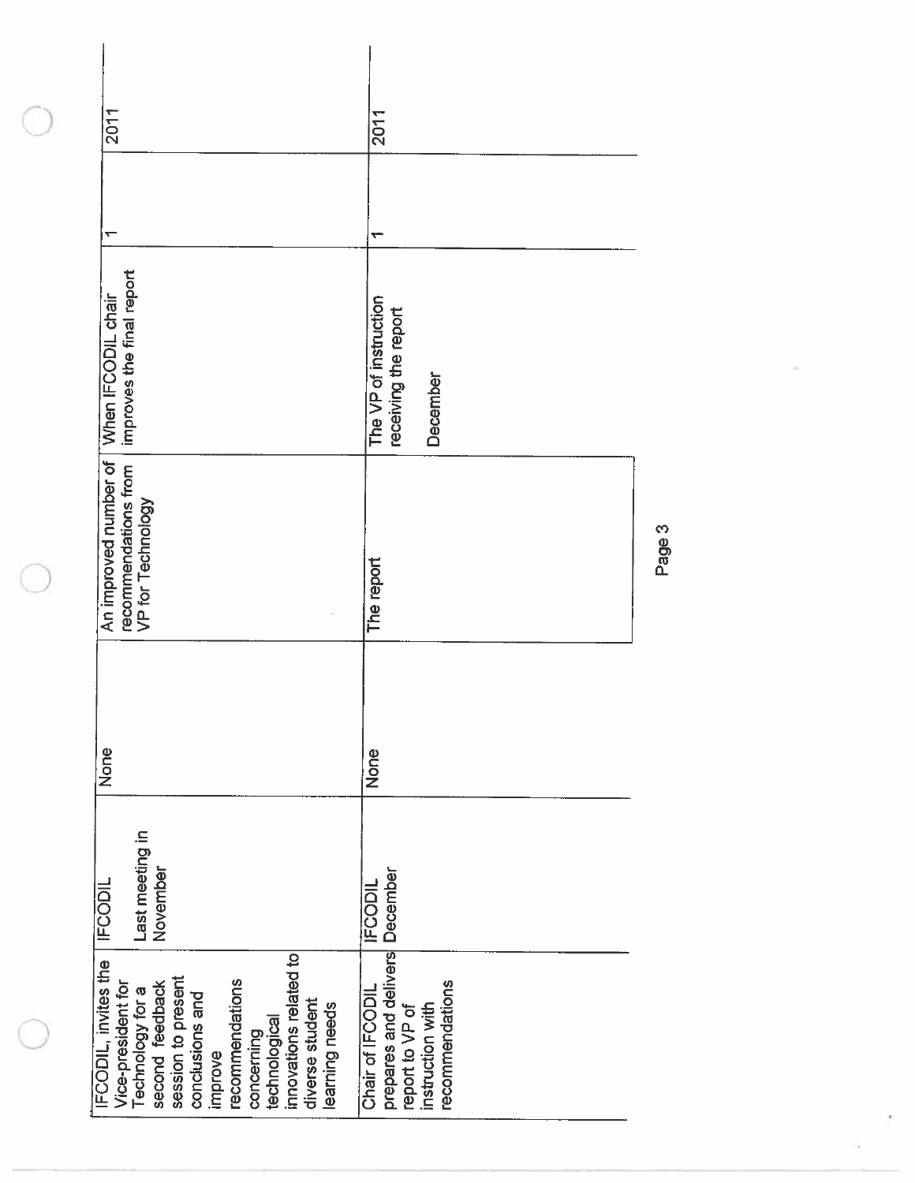| IFCODIL, invites the Vice-president for Technology for a second feedback session to present conclusions and improve recommendations concerning technological innovations related to diverse student learning needs | IFCODIL<br><br>Last meeting in November | None | An improved number of recommendations from VP for Technology | When IFCODIL chair improves the final report | 1 | 2011 |
|---|---|---|---|---|---|---|
| Chair of IFCODIL prepares and delivers report to VP of instruction with recommendations | IFCODIL December | None | The report | The VP of instruction receiving the report<br><br>December | 1 | 2011 |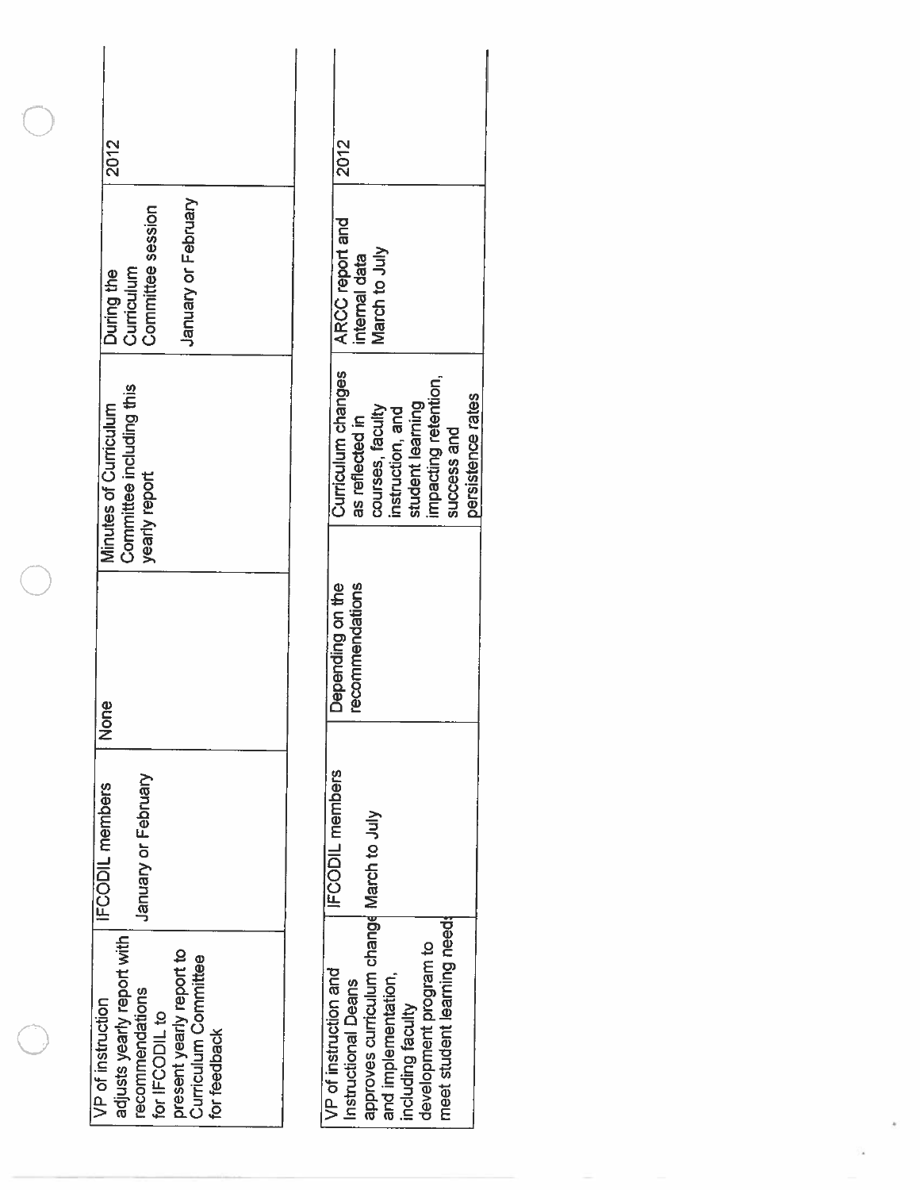| | | | | | |
|---|---|---|---|---|---|
| VP of instruction adjusts yearly report with recommendations for IFCODIL to present yearly report to Curriculum Committee for feedback | IFCODIL members<br><br>January or February | None | Minutes of Curriculum Committee including this yearly report | During the Curriculum Committee session<br><br>January or February | 2012 |
| VP of instruction and Instructional Deans approves curriculum change and implementation, including faculty development program to meet student learning needs | IFCODIL members<br><br>March to July | Depending on the recommendations | Curriculum changes as reflected in courses, faculty instruction, and student learning impacting retention, success and persistence rates | ARCC report and internal data<br>March to July | 2012 |